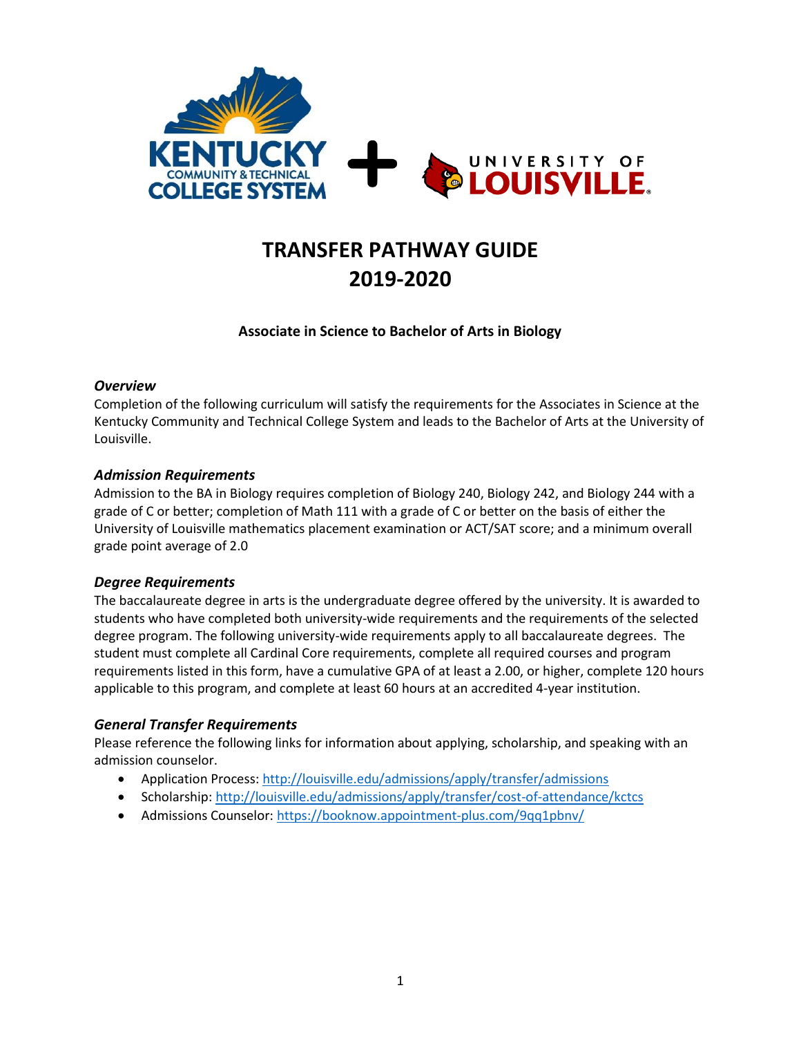# TRANSFER PATHWAY GUIDE 2019-2020

### Associate in Science to Bachelor of Arts in Biology

#### *Overview*

Completion of the following curriculum will satisfy the requirements for the Associates in Science at the Kentucky Community and Technical College System and leads to the Bachelor of Arts at the University of Louisville.

#### *Admission Requirements*

Admission to the BA in Biology requires completion of Biology 240, Biology 242, and Biology 244 with a grade of C or better; completion of Math 111 with a grade of C or better on the basis of either the University of Louisville mathematics placement examination or ACT/SAT score; and a minimum overall grade point average of 2.0

#### *Degree Requirements*

The baccalaureate degree in arts is the undergraduate degree offered by the university. It is awarded to students who have completed both university-wide requirements and the requirements of the selected degree program. The following university-wide requirements apply to all baccalaureate degrees. The student must complete all Cardinal Core requirements, complete all required courses and program requirements listed in this form, have a cumulative GPA of at least a 2.00, or higher, complete 120 hours applicable to this program, and complete at least 60 hours at an accredited 4-year institution.

#### *General Transfer Requirements*

Please reference the following links for information about applying, scholarship, and speaking with an admission counselor.

- Application Process: http://louisville.edu/admissions/apply/transfer/admissions
- Scholarship: http://louisville.edu/admissions/apply/transfer/cost-of-attendance/kctcs
- Admissions Counselor: https://booknow.appointment-plus.com/9qq1pbnv/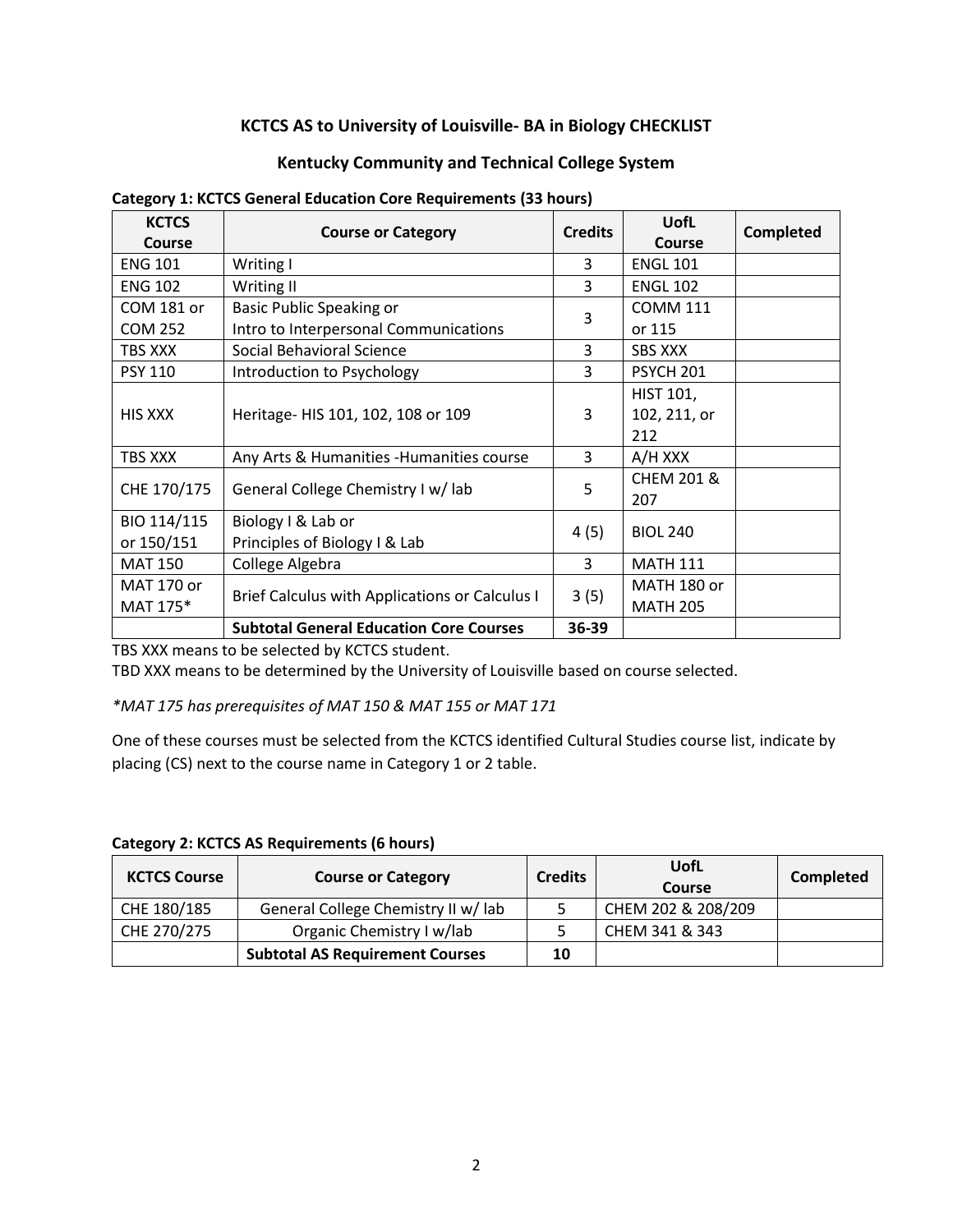# KCTCS AS to University of Louisville- BA in Biology CHECKLIST

## Kentucky Community and Technical College System

**Category 1: KCTCS General Education Core Requirements (33 hours)**

| KCTCS Course | Course or Category | Credits | UofL Course | Completed |
|---|---|---|---|---|
| ENG 101 | Writing I | 3 | ENGL 101 | |
| ENG 102 | Writing II | 3 | ENGL 102 | |
| COM 181 or COM 252 | Basic Public Speaking or Intro to Interpersonal Communications | 3 | COMM 111 or 115 | |
| TBS XXX | Social Behavioral Science | 3 | SBS XXX | |
| PSY 110 | Introduction to Psychology | 3 | PSYCH 201 | |
| HIS XXX | Heritage- HIS 101, 102, 108 or 109 | 3 | HIST 101, 102, 211, or 212 | |
| TBS XXX | Any Arts & Humanities -Humanities course | 3 | A/H XXX | |
| CHE 170/175 | General College Chemistry I w/ lab | 5 | CHEM 201 & 207 | |
| BIO 114/115 or 150/151 | Biology I & Lab or Principles of Biology I & Lab | 4 (5) | BIOL 240 | |
| MAT 150 | College Algebra | 3 | MATH 111 | |
| MAT 170 or MAT 175* | Brief Calculus with Applications or Calculus I | 3 (5) | MATH 180 or MATH 205 | |
| | **Subtotal General Education Core Courses** | **36-39** | | |

TBS XXX means to be selected by KCTCS student.

TBD XXX means to be determined by the University of Louisville based on course selected.

*\*MAT 175 has prerequisites of MAT 150 & MAT 155 or MAT 171*

One of these courses must be selected from the KCTCS identified Cultural Studies course list, indicate by placing (CS) next to the course name in Category 1 or 2 table.

**Category 2: KCTCS AS Requirements (6 hours)**

| KCTCS Course | Course or Category | Credits | UofL Course | Completed |
|---|---|---|---|---|
| CHE 180/185 | General College Chemistry II w/ lab | 5 | CHEM 202 & 208/209 | |
| CHE 270/275 | Organic Chemistry I w/lab | 5 | CHEM 341 & 343 | |
| | **Subtotal AS Requirement Courses** | **10** | | |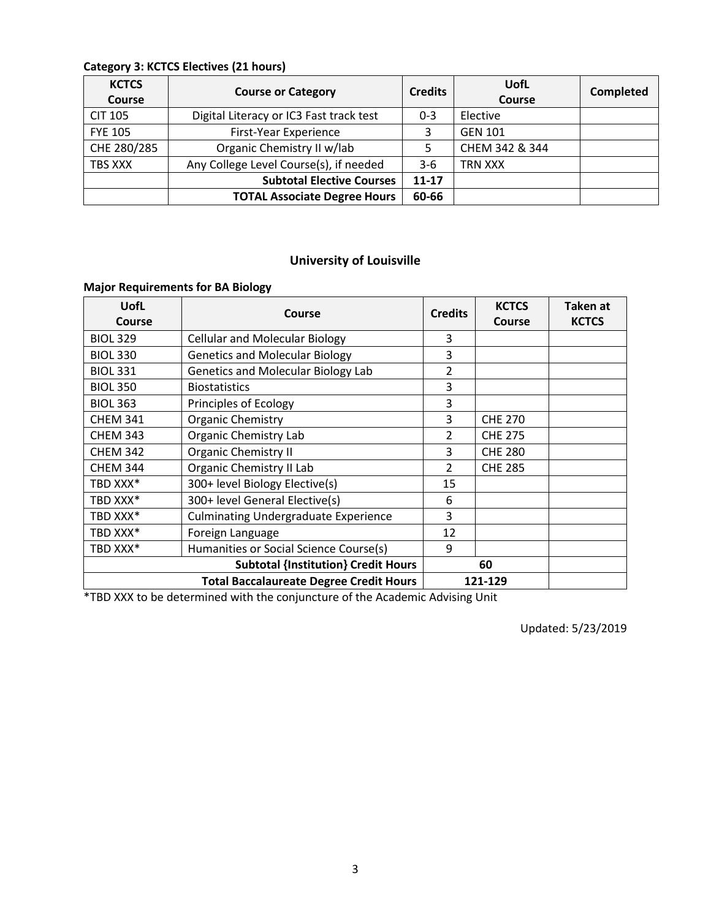**Category 3: KCTCS Electives (21 hours)**

| KCTCS Course | Course or Category | Credits | UofL Course | Completed |
|---|---|---|---|---|
| CIT 105 | Digital Literacy or IC3 Fast track test | 0-3 | Elective | |
| FYE 105 | First-Year Experience | 3 | GEN 101 | |
| CHE 280/285 | Organic Chemistry II w/lab | 5 | CHEM 342 & 344 | |
| TBS XXX | Any College Level Course(s), if needed | 3-6 | TRN XXX | |
| | **Subtotal Elective Courses** | **11-17** | | |
| | **TOTAL Associate Degree Hours** | **60-66** | | |

## University of Louisville

**Major Requirements for BA Biology**

| UofL Course | Course | Credits | KCTCS Course | Taken at KCTCS |
|---|---|---|---|---|
| BIOL 329 | Cellular and Molecular Biology | 3 | | |
| BIOL 330 | Genetics and Molecular Biology | 3 | | |
| BIOL 331 | Genetics and Molecular Biology Lab | 2 | | |
| BIOL 350 | Biostatistics | 3 | | |
| BIOL 363 | Principles of Ecology | 3 | | |
| CHEM 341 | Organic Chemistry | 3 | CHE 270 | |
| CHEM 343 | Organic Chemistry Lab | 2 | CHE 275 | |
| CHEM 342 | Organic Chemistry II | 3 | CHE 280 | |
| CHEM 344 | Organic Chemistry II Lab | 2 | CHE 285 | |
| TBD XXX* | 300+ level Biology Elective(s) | 15 | | |
| TBD XXX* | 300+ level General Elective(s) | 6 | | |
| TBD XXX* | Culminating Undergraduate Experience | 3 | | |
| TBD XXX* | Foreign Language | 12 | | |
| TBD XXX* | Humanities or Social Science Course(s) | 9 | | |
| **Subtotal {Institution} Credit Hours** | | **60** | | |
| **Total Baccalaureate Degree Credit Hours** | | **121-129** | | |

*TBD XXX to be determined with the conjuncture of the Academic Advising Unit

Updated: 5/23/2019